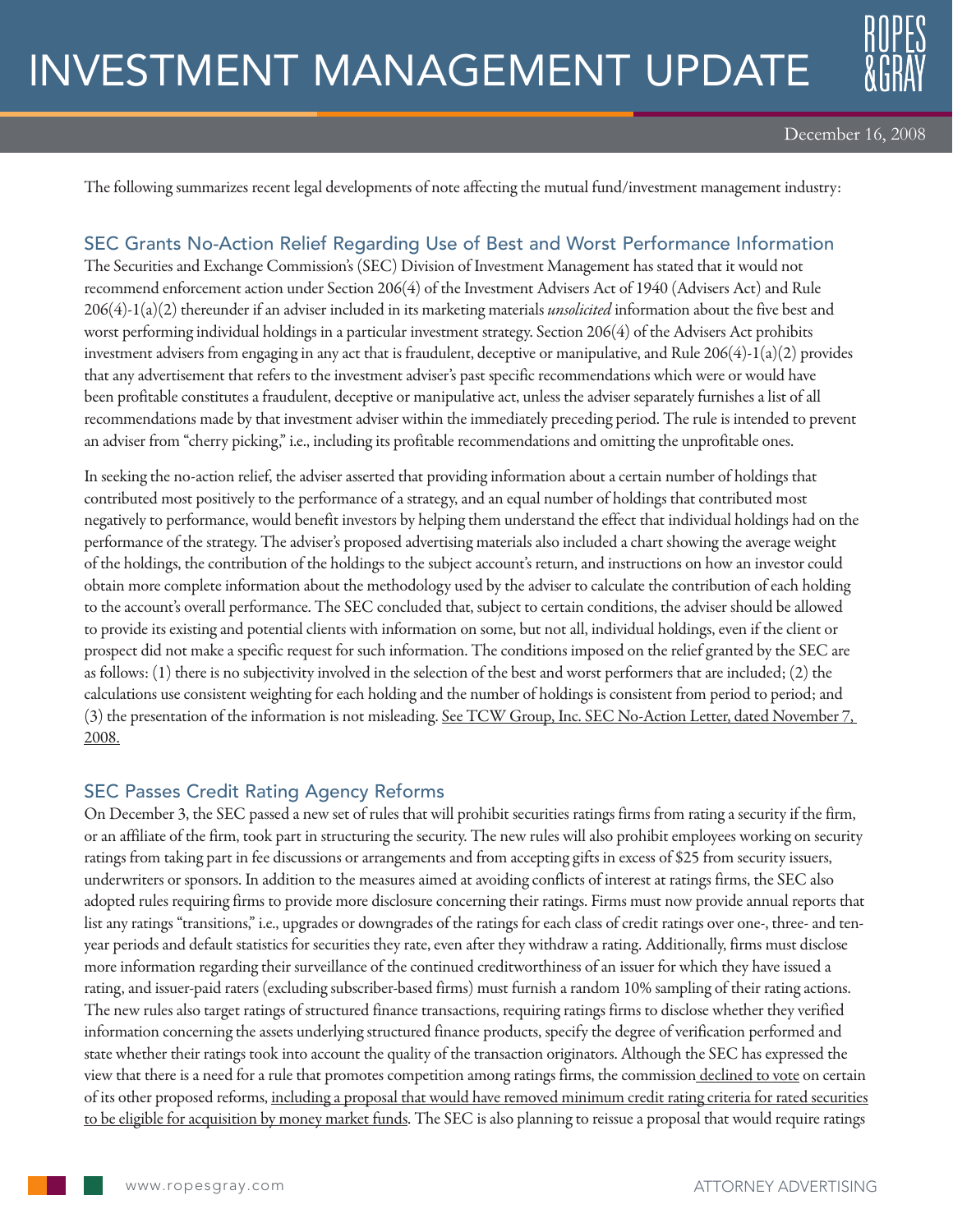# INVESTMENT MANAGEMENT UPDATE

December 16, 2008

The following summarizes recent legal developments of note affecting the mutual fund/investment management industry:

## SEC Grants No-Action Relief Regarding Use of Best and Worst Performance Information

The Securities and Exchange Commission's (SEC) Division of Investment Management has stated that it would not recommend enforcement action under Section 206(4) of the Investment Advisers Act of 1940 (Advisers Act) and Rule 206(4)-1(a)(2) thereunder if an adviser included in its marketing materials *unsolicited* information about the five best and worst performing individual holdings in a particular investment strategy. Section 206(4) of the Advisers Act prohibits investment advisers from engaging in any act that is fraudulent, deceptive or manipulative, and Rule 206(4)-1(a)(2) provides that any advertisement that refers to the investment adviser's past specific recommendations which were or would have been profitable constitutes a fraudulent, deceptive or manipulative act, unless the adviser separately furnishes a list of all recommendations made by that investment adviser within the immediately preceding period. The rule is intended to prevent an adviser from "cherry picking," i.e., including its profitable recommendations and omitting the unprofitable ones.

In seeking the no-action relief, the adviser asserted that providing information about a certain number of holdings that contributed most positively to the performance of a strategy, and an equal number of holdings that contributed most negatively to performance, would benefit investors by helping them understand the effect that individual holdings had on the performance of the strategy. The adviser's proposed advertising materials also included a chart showing the average weight of the holdings, the contribution of the holdings to the subject account's return, and instructions on how an investor could obtain more complete information about the methodology used by the adviser to calculate the contribution of each holding to the account's overall performance. The SEC concluded that, subject to certain conditions, the adviser should be allowed to provide its existing and potential clients with information on some, but not all, individual holdings, even if the client or prospect did not make a specific request for such information. The conditions imposed on the relief granted by the SEC are as follows: (1) there is no subjectivity involved in the selection of the best and worst performers that are included; (2) the calculations use consistent weighting for each holding and the number of holdings is consistent from period to period; and (3) the presentation of the information is not misleading. See TCW Group, Inc. SEC No-Action Letter, dated November 7, 2008.

## SEC Passes Credit Rating Agency Reforms

On December 3, the SEC passed a new set of rules that will prohibit securities ratings firms from rating a security if the firm, or an affiliate of the firm, took part in structuring the security. The new rules will also prohibit employees working on security ratings from taking part in fee discussions or arrangements and from accepting gifts in excess of $25 from security issuers, underwriters or sponsors. In addition to the measures aimed at avoiding conflicts of interest at ratings firms, the SEC also adopted rules requiring firms to provide more disclosure concerning their ratings. Firms must now provide annual reports that list any ratings "transitions," i.e., upgrades or downgrades of the ratings for each class of credit ratings over one-, three- and ten-year periods and default statistics for securities they rate, even after they withdraw a rating. Additionally, firms must disclose more information regarding their surveillance of the continued creditworthiness of an issuer for which they have issued a rating, and issuer-paid raters (excluding subscriber-based firms) must furnish a random 10% sampling of their rating actions. The new rules also target ratings of structured finance transactions, requiring ratings firms to disclose whether they verified information concerning the assets underlying structured finance products, specify the degree of verification performed and state whether their ratings took into account the quality of the transaction originators. Although the SEC has expressed the view that there is a need for a rule that promotes competition among ratings firms, the commission declined to vote on certain of its other proposed reforms, including a proposal that would have removed minimum credit rating criteria for rated securities to be eligible for acquisition by money market funds. The SEC is also planning to reissue a proposal that would require ratings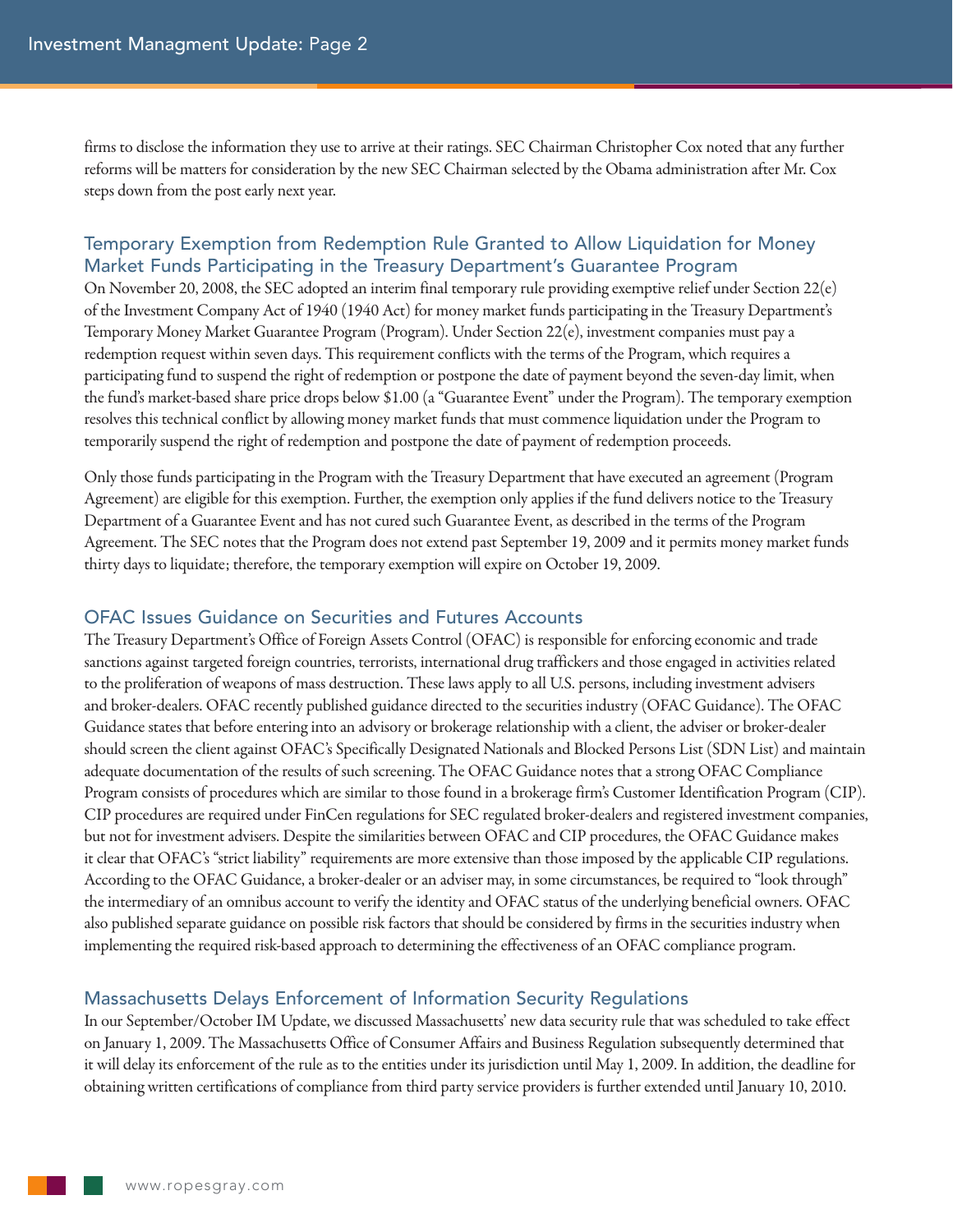firms to disclose the information they use to arrive at their ratings. SEC Chairman Christopher Cox noted that any further reforms will be matters for consideration by the new SEC Chairman selected by the Obama administration after Mr. Cox steps down from the post early next year.

## Temporary Exemption from Redemption Rule Granted to Allow Liquidation for Money Market Funds Participating in the Treasury Department's Guarantee Program

On November 20, 2008, the SEC adopted an interim final temporary rule providing exemptive relief under Section 22(e) of the Investment Company Act of 1940 (1940 Act) for money market funds participating in the Treasury Department's Temporary Money Market Guarantee Program (Program). Under Section 22(e), investment companies must pay a redemption request within seven days. This requirement conflicts with the terms of the Program, which requires a participating fund to suspend the right of redemption or postpone the date of payment beyond the seven-day limit, when the fund's market-based share price drops below $1.00 (a "Guarantee Event" under the Program). The temporary exemption resolves this technical conflict by allowing money market funds that must commence liquidation under the Program to temporarily suspend the right of redemption and postpone the date of payment of redemption proceeds.

Only those funds participating in the Program with the Treasury Department that have executed an agreement (Program Agreement) are eligible for this exemption. Further, the exemption only applies if the fund delivers notice to the Treasury Department of a Guarantee Event and has not cured such Guarantee Event, as described in the terms of the Program Agreement. The SEC notes that the Program does not extend past September 19, 2009 and it permits money market funds thirty days to liquidate; therefore, the temporary exemption will expire on October 19, 2009.

## OFAC Issues Guidance on Securities and Futures Accounts

The Treasury Department's Office of Foreign Assets Control (OFAC) is responsible for enforcing economic and trade sanctions against targeted foreign countries, terrorists, international drug traffickers and those engaged in activities related to the proliferation of weapons of mass destruction. These laws apply to all U.S. persons, including investment advisers and broker-dealers. OFAC recently published guidance directed to the securities industry (OFAC Guidance). The OFAC Guidance states that before entering into an advisory or brokerage relationship with a client, the adviser or broker-dealer should screen the client against OFAC's Specifically Designated Nationals and Blocked Persons List (SDN List) and maintain adequate documentation of the results of such screening. The OFAC Guidance notes that a strong OFAC Compliance Program consists of procedures which are similar to those found in a brokerage firm's Customer Identification Program (CIP). CIP procedures are required under FinCen regulations for SEC regulated broker-dealers and registered investment companies, but not for investment advisers. Despite the similarities between OFAC and CIP procedures, the OFAC Guidance makes it clear that OFAC's "strict liability" requirements are more extensive than those imposed by the applicable CIP regulations. According to the OFAC Guidance, a broker-dealer or an adviser may, in some circumstances, be required to "look through" the intermediary of an omnibus account to verify the identity and OFAC status of the underlying beneficial owners. OFAC also published separate guidance on possible risk factors that should be considered by firms in the securities industry when implementing the required risk-based approach to determining the effectiveness of an OFAC compliance program.

## Massachusetts Delays Enforcement of Information Security Regulations

In our September/October IM Update, we discussed Massachusetts' new data security rule that was scheduled to take effect on January 1, 2009. The Massachusetts Office of Consumer Affairs and Business Regulation subsequently determined that it will delay its enforcement of the rule as to the entities under its jurisdiction until May 1, 2009. In addition, the deadline for obtaining written certifications of compliance from third party service providers is further extended until January 10, 2010.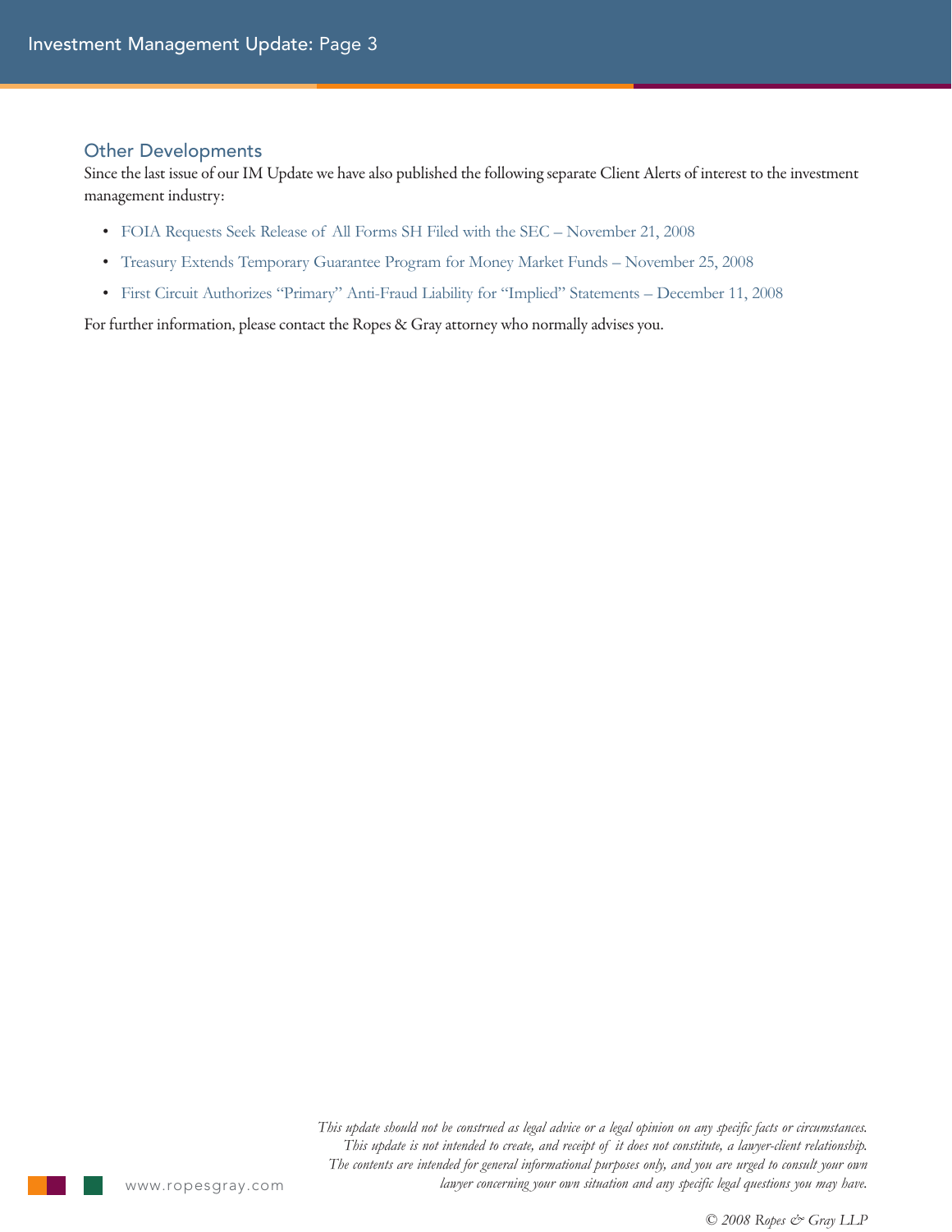## Other Developments

Since the last issue of our IM Update we have also published the following separate Client Alerts of interest to the investment management industry:

- FOIA Requests Seek Release of All Forms SH Filed with the SEC – November 21, 2008
- Treasury Extends Temporary Guarantee Program for Money Market Funds – November 25, 2008
- First Circuit Authorizes "Primary" Anti-Fraud Liability for "Implied" Statements – December 11, 2008

For further information, please contact the Ropes & Gray attorney who normally advises you.

*This update should not be construed as legal advice or a legal opinion on any specific facts or circumstances. This update is not intended to create, and receipt of it does not constitute, a lawyer-client relationship. The contents are intended for general informational purposes only, and you are urged to consult your own lawyer concerning your own situation and any specific legal questions you may have.*

www.ropesgray.com

*© 2008 Ropes & Gray LLP*